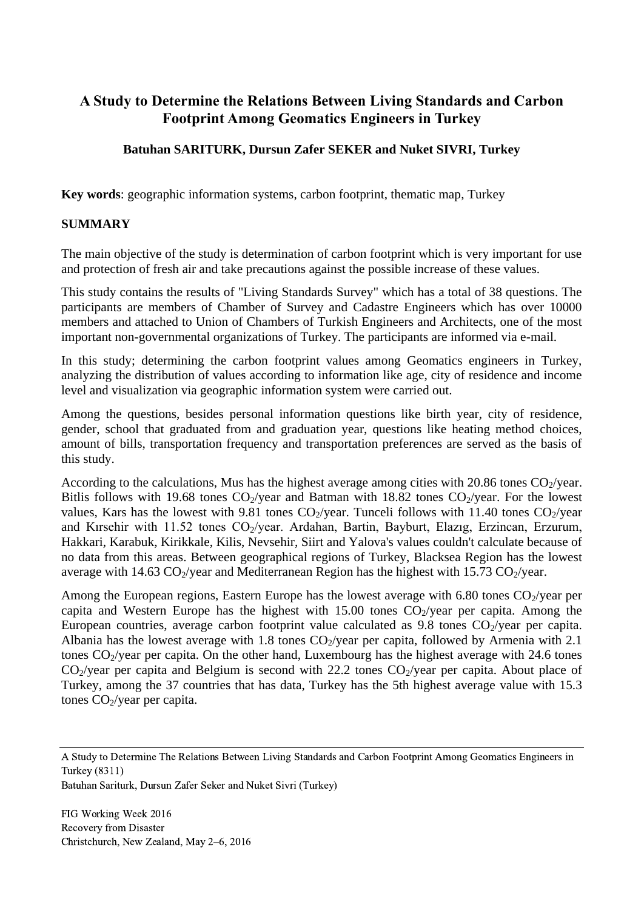# A Study to Determine the Relations Between Living Standards and Carbon Footprint Among Geomatics Engineers in Turkey

**Batuhan SARITURK, Dursun Zafer SEKER and Nuket SIVRI, Turkey**

**Key words**: geographic information systems, carbon footprint, thematic map, Turkey

## SUMMARY

The main objective of the study is determination of carbon footprint which is very important for use and protection of fresh air and take precautions against the possible increase of these values.

This study contains the results of "Living Standards Survey" which has a total of 38 questions. The participants are members of Chamber of Survey and Cadastre Engineers which has over 10000 members and attached to Union of Chambers of Turkish Engineers and Architects, one of the most important non-governmental organizations of Turkey. The participants are informed via e-mail.

In this study; determining the carbon footprint values among Geomatics engineers in Turkey, analyzing the distribution of values according to information like age, city of residence and income level and visualization via geographic information system were carried out.

Among the questions, besides personal information questions like birth year, city of residence, gender, school that graduated from and graduation year, questions like heating method choices, amount of bills, transportation frequency and transportation preferences are served as the basis of this study.

According to the calculations, Mus has the highest average among cities with 20.86 tones $CO_2$/year. Bitlis follows with 19.68 tones $CO_2$/year and Batman with 18.82 tones $CO_2$/year. For the lowest values, Kars has the lowest with 9.81 tones $CO_2$/year. Tunceli follows with 11.40 tones $CO_2$/year and Kırsehir with 11.52 tones $CO_2$/year. Ardahan, Bartin, Bayburt, Elazıg, Erzincan, Erzurum, Hakkari, Karabuk, Kirikkale, Kilis, Nevsehir, Siirt and Yalova's values couldn't calculate because of no data from this areas. Between geographical regions of Turkey, Blacksea Region has the lowest average with 14.63 $CO_2$/year and Mediterranean Region has the highest with 15.73 $CO_2$/year.

Among the European regions, Eastern Europe has the lowest average with 6.80 tones $CO_2$/year per capita and Western Europe has the highest with 15.00 tones $CO_2$/year per capita. Among the European countries, average carbon footprint value calculated as 9.8 tones $CO_2$/year per capita. Albania has the lowest average with 1.8 tones $CO_2$/year per capita, followed by Armenia with 2.1 tones $CO_2$/year per capita. On the other hand, Luxembourg has the highest average with 24.6 tones $CO_2$/year per capita and Belgium is second with 22.2 tones $CO_2$/year per capita. About place of Turkey, among the 37 countries that has data, Turkey has the 5th highest average value with 15.3 tones $CO_2$/year per capita.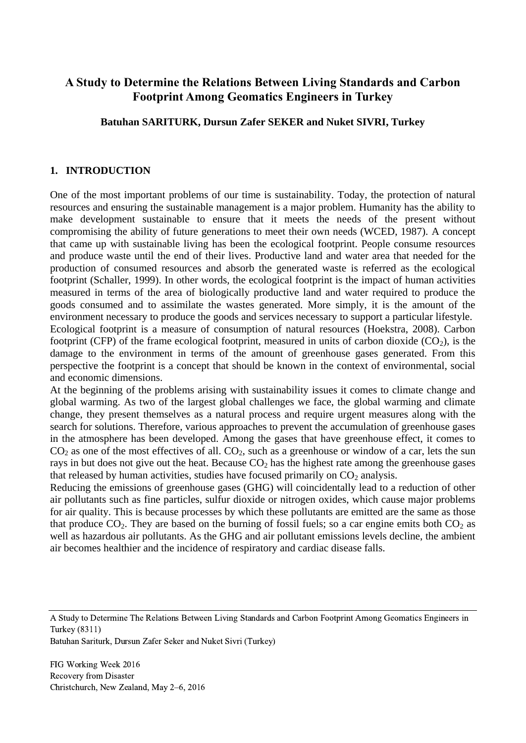# A Study to Determine the Relations Between Living Standards and Carbon Footprint Among Geomatics Engineers in Turkey

**Batuhan SARITURK, Dursun Zafer SEKER and Nuket SIVRI, Turkey**

## 1. INTRODUCTION

One of the most important problems of our time is sustainability. Today, the protection of natural resources and ensuring the sustainable management is a major problem. Humanity has the ability to make development sustainable to ensure that it meets the needs of the present without compromising the ability of future generations to meet their own needs (WCED, 1987). A concept that came up with sustainable living has been the ecological footprint. People consume resources and produce waste until the end of their lives. Productive land and water area that needed for the production of consumed resources and absorb the generated waste is referred as the ecological footprint (Schaller, 1999). In other words, the ecological footprint is the impact of human activities measured in terms of the area of biologically productive land and water required to produce the goods consumed and to assimilate the wastes generated. More simply, it is the amount of the environment necessary to produce the goods and services necessary to support a particular lifestyle.

Ecological footprint is a measure of consumption of natural resources (Hoekstra, 2008). Carbon footprint (CFP) of the frame ecological footprint, measured in units of carbon dioxide ($CO_2$), is the damage to the environment in terms of the amount of greenhouse gases generated. From this perspective the footprint is a concept that should be known in the context of environmental, social and economic dimensions.

At the beginning of the problems arising with sustainability issues it comes to climate change and global warming. As two of the largest global challenges we face, the global warming and climate change, they present themselves as a natural process and require urgent measures along with the search for solutions. Therefore, various approaches to prevent the accumulation of greenhouse gases in the atmosphere has been developed. Among the gases that have greenhouse effect, it comes to $CO_2$ as one of the most effectives of all. $CO_2$, such as a greenhouse or window of a car, lets the sun rays in but does not give out the heat. Because $CO_2$ has the highest rate among the greenhouse gases that released by human activities, studies have focused primarily on $CO_2$ analysis.

Reducing the emissions of greenhouse gases (GHG) will coincidentally lead to a reduction of other air pollutants such as fine particles, sulfur dioxide or nitrogen oxides, which cause major problems for air quality. This is because processes by which these pollutants are emitted are the same as those that produce $CO_2$. They are based on the burning of fossil fuels; so a car engine emits both $CO_2$ as well as hazardous air pollutants. As the GHG and air pollutant emissions levels decline, the ambient air becomes healthier and the incidence of respiratory and cardiac disease falls.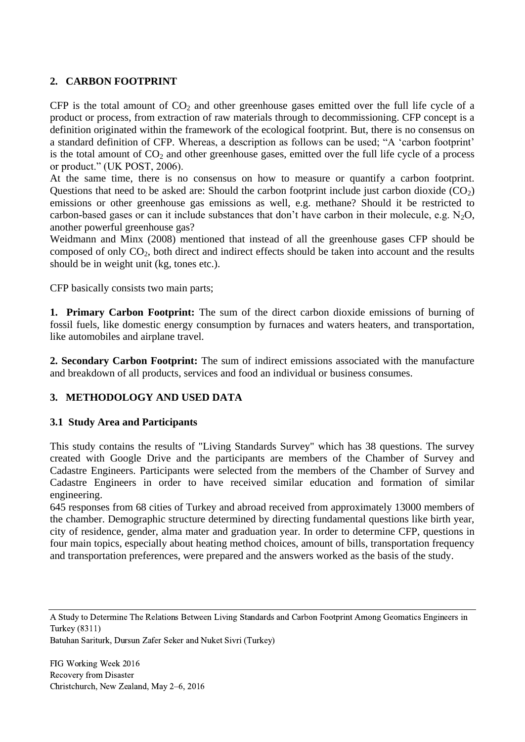## 2. CARBON FOOTPRINT

CFP is the total amount of $CO_2$ and other greenhouse gases emitted over the full life cycle of a product or process, from extraction of raw materials through to decommissioning. CFP concept is a definition originated within the framework of the ecological footprint. But, there is no consensus on a standard definition of CFP. Whereas, a description as follows can be used; "A 'carbon footprint' is the total amount of $CO_2$ and other greenhouse gases, emitted over the full life cycle of a process or product." (UK POST, 2006).

At the same time, there is no consensus on how to measure or quantify a carbon footprint. Questions that need to be asked are: Should the carbon footprint include just carbon dioxide ($CO_2$) emissions or other greenhouse gas emissions as well, e.g. methane? Should it be restricted to carbon-based gases or can it include substances that don't have carbon in their molecule, e.g. $N_2O$, another powerful greenhouse gas?

Weidmann and Minx (2008) mentioned that instead of all the greenhouse gases CFP should be composed of only $CO_2$, both direct and indirect effects should be taken into account and the results should be in weight unit (kg, tones etc.).

CFP basically consists two main parts;

**1. Primary Carbon Footprint:** The sum of the direct carbon dioxide emissions of burning of fossil fuels, like domestic energy consumption by furnaces and waters heaters, and transportation, like automobiles and airplane travel.

**2. Secondary Carbon Footprint:** The sum of indirect emissions associated with the manufacture and breakdown of all products, services and food an individual or business consumes.

## 3. METHODOLOGY AND USED DATA

### 3.1 Study Area and Participants

This study contains the results of "Living Standards Survey" which has 38 questions. The survey created with Google Drive and the participants are members of the Chamber of Survey and Cadastre Engineers. Participants were selected from the members of the Chamber of Survey and Cadastre Engineers in order to have received similar education and formation of similar engineering.

645 responses from 68 cities of Turkey and abroad received from approximately 13000 members of the chamber. Demographic structure determined by directing fundamental questions like birth year, city of residence, gender, alma mater and graduation year. In order to determine CFP, questions in four main topics, especially about heating method choices, amount of bills, transportation frequency and transportation preferences, were prepared and the answers worked as the basis of the study.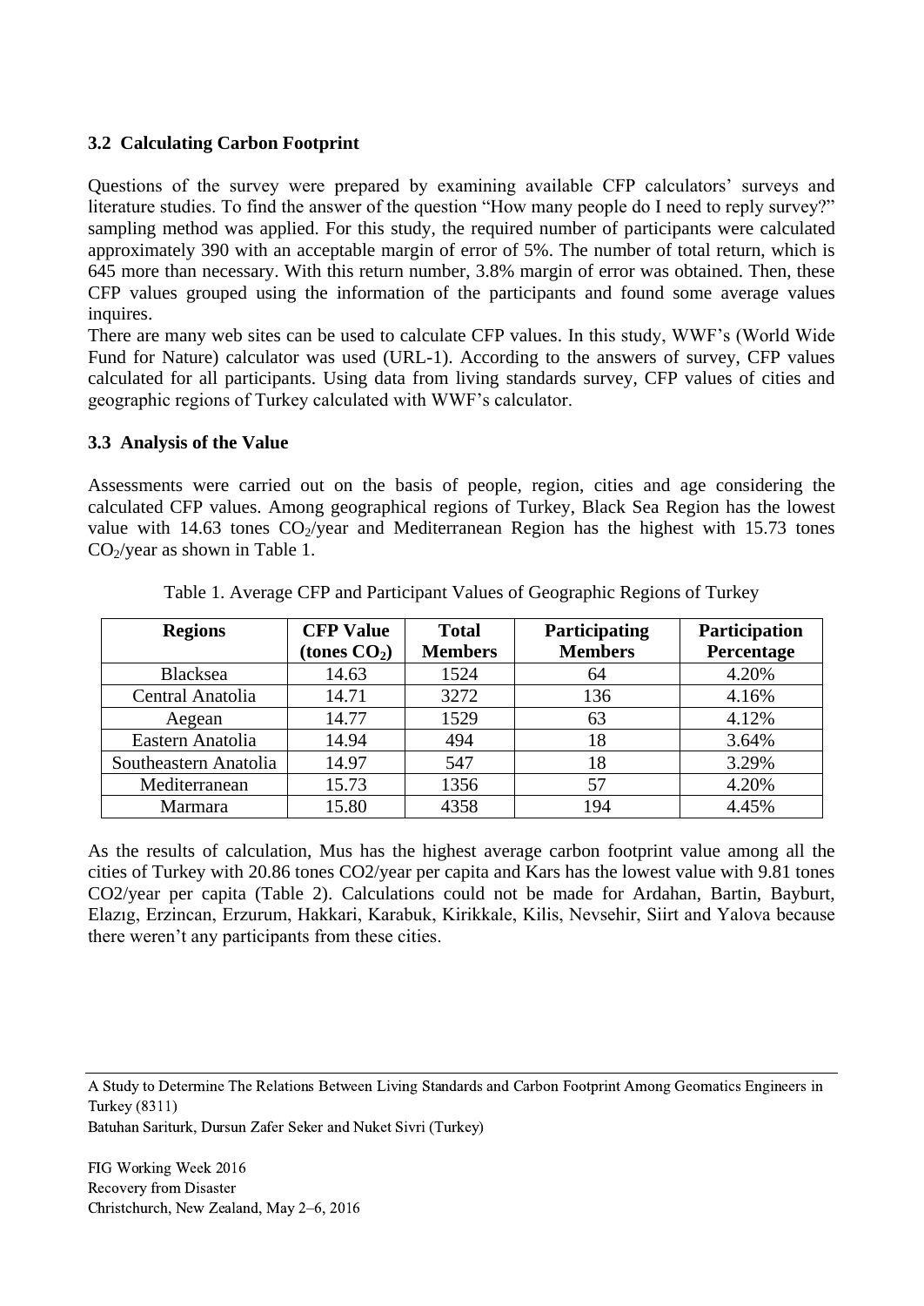### 3.2 Calculating Carbon Footprint

Questions of the survey were prepared by examining available CFP calculators' surveys and literature studies. To find the answer of the question "How many people do I need to reply survey?" sampling method was applied. For this study, the required number of participants were calculated approximately 390 with an acceptable margin of error of 5%. The number of total return, which is 645 more than necessary. With this return number, 3.8% margin of error was obtained. Then, these CFP values grouped using the information of the participants and found some average values inquires.

There are many web sites can be used to calculate CFP values. In this study, WWF's (World Wide Fund for Nature) calculator was used (URL-1). According to the answers of survey, CFP values calculated for all participants. Using data from living standards survey, CFP values of cities and geographic regions of Turkey calculated with WWF's calculator.

### 3.3 Analysis of the Value

Assessments were carried out on the basis of people, region, cities and age considering the calculated CFP values. Among geographical regions of Turkey, Black Sea Region has the lowest value with 14.63 tones $CO_2$/year and Mediterranean Region has the highest with 15.73 tones $CO_2$/year as shown in Table 1.

Table 1. Average CFP and Participant Values of Geographic Regions of Turkey

| Regions | CFP Value (tones $CO_2$) | Total Members | Participating Members | Participation Percentage |
|---|---|---|---|---|
| Blacksea | 14.63 | 1524 | 64 | 4.20% |
| Central Anatolia | 14.71 | 3272 | 136 | 4.16% |
| Aegean | 14.77 | 1529 | 63 | 4.12% |
| Eastern Anatolia | 14.94 | 494 | 18 | 3.64% |
| Southeastern Anatolia | 14.97 | 547 | 18 | 3.29% |
| Mediterranean | 15.73 | 1356 | 57 | 4.20% |
| Marmara | 15.80 | 4358 | 194 | 4.45% |

As the results of calculation, Mus has the highest average carbon footprint value among all the cities of Turkey with 20.86 tones CO2/year per capita and Kars has the lowest value with 9.81 tones CO2/year per capita (Table 2). Calculations could not be made for Ardahan, Bartin, Bayburt, Elazıg, Erzincan, Erzurum, Hakkari, Karabuk, Kirikkale, Kilis, Nevsehir, Siirt and Yalova because there weren't any participants from these cities.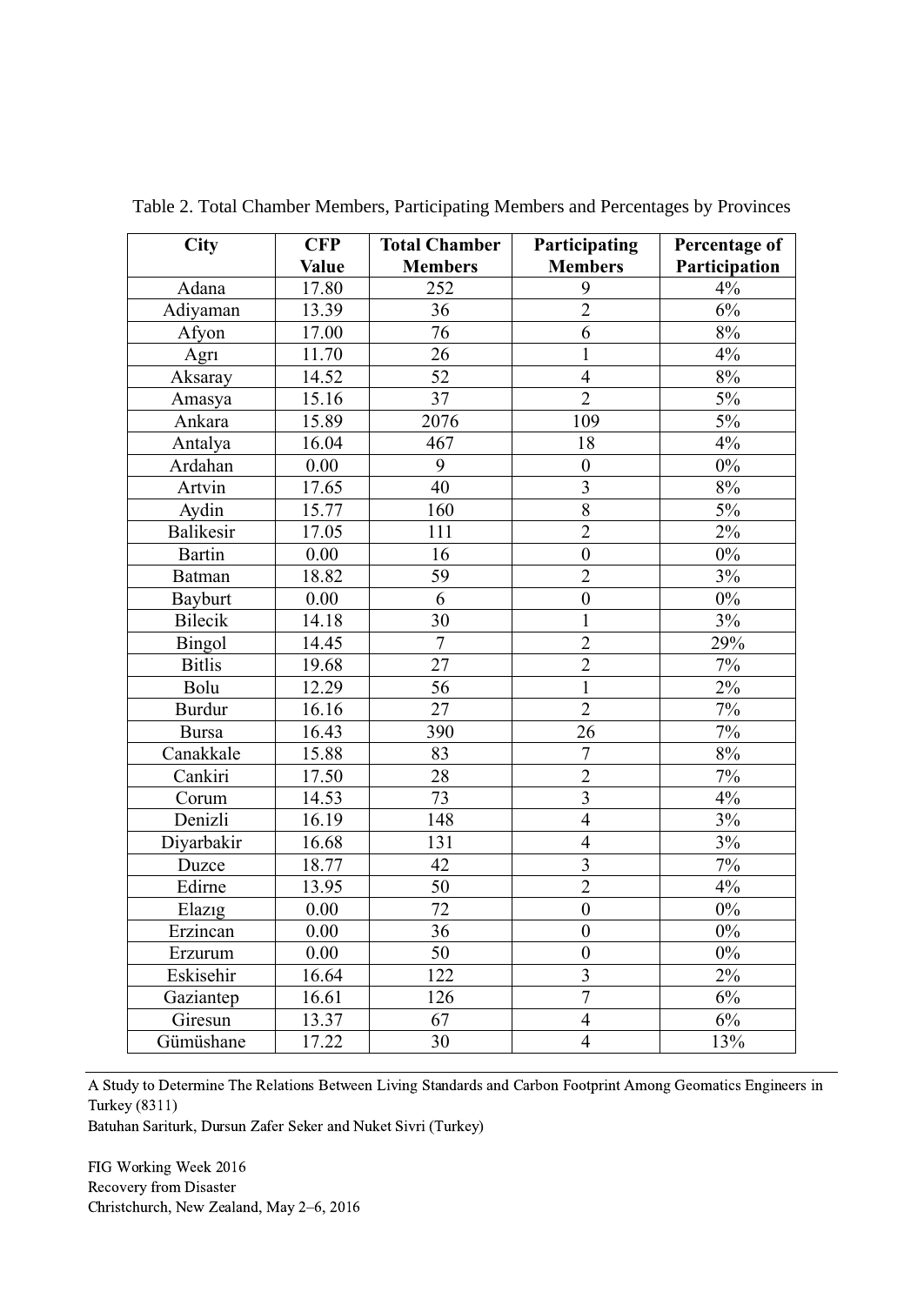Table 2. Total Chamber Members, Participating Members and Percentages by Provinces

| City | CFP Value | Total Chamber Members | Participating Members | Percentage of Participation |
|---|---|---|---|---|
| Adana | 17.80 | 252 | 9 | 4% |
| Adiyaman | 13.39 | 36 | 2 | 6% |
| Afyon | 17.00 | 76 | 6 | 8% |
| Agrı | 11.70 | 26 | 1 | 4% |
| Aksaray | 14.52 | 52 | 4 | 8% |
| Amasya | 15.16 | 37 | 2 | 5% |
| Ankara | 15.89 | 2076 | 109 | 5% |
| Antalya | 16.04 | 467 | 18 | 4% |
| Ardahan | 0.00 | 9 | 0 | 0% |
| Artvin | 17.65 | 40 | 3 | 8% |
| Aydin | 15.77 | 160 | 8 | 5% |
| Balikesir | 17.05 | 111 | 2 | 2% |
| Bartin | 0.00 | 16 | 0 | 0% |
| Batman | 18.82 | 59 | 2 | 3% |
| Bayburt | 0.00 | 6 | 0 | 0% |
| Bilecik | 14.18 | 30 | 1 | 3% |
| Bingol | 14.45 | 7 | 2 | 29% |
| Bitlis | 19.68 | 27 | 2 | 7% |
| Bolu | 12.29 | 56 | 1 | 2% |
| Burdur | 16.16 | 27 | 2 | 7% |
| Bursa | 16.43 | 390 | 26 | 7% |
| Canakkale | 15.88 | 83 | 7 | 8% |
| Cankiri | 17.50 | 28 | 2 | 7% |
| Corum | 14.53 | 73 | 3 | 4% |
| Denizli | 16.19 | 148 | 4 | 3% |
| Diyarbakir | 16.68 | 131 | 4 | 3% |
| Duzce | 18.77 | 42 | 3 | 7% |
| Edirne | 13.95 | 50 | 2 | 4% |
| Elazıg | 0.00 | 72 | 0 | 0% |
| Erzincan | 0.00 | 36 | 0 | 0% |
| Erzurum | 0.00 | 50 | 0 | 0% |
| Eskisehir | 16.64 | 122 | 3 | 2% |
| Gaziantep | 16.61 | 126 | 7 | 6% |
| Giresun | 13.37 | 67 | 4 | 6% |
| Gümüshane | 17.22 | 30 | 4 | 13% |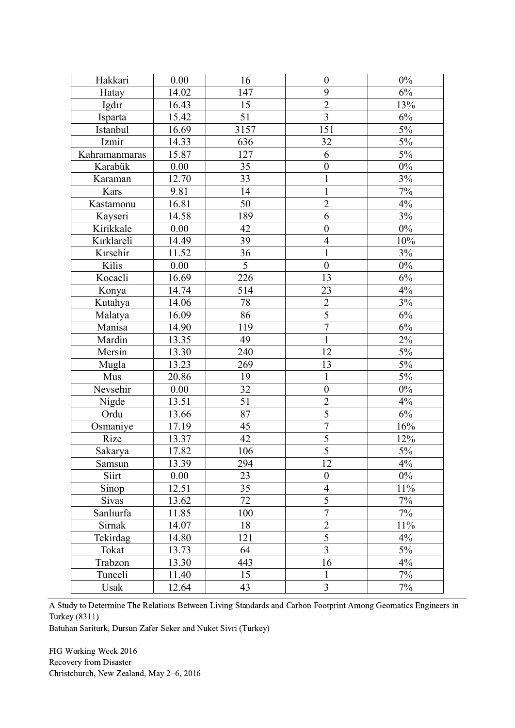| Hakkari | 0.00 | 16 | 0 | 0% |
|---|---|---|---|---|
| Hatay | 14.02 | 147 | 9 | 6% |
| Igdır | 16.43 | 15 | 2 | 13% |
| Isparta | 15.42 | 51 | 3 | 6% |
| Istanbul | 16.69 | 3157 | 151 | 5% |
| Izmir | 14.33 | 636 | 32 | 5% |
| Kahramanmaras | 15.87 | 127 | 6 | 5% |
| Karabük | 0.00 | 35 | 0 | 0% |
| Karaman | 12.70 | 33 | 1 | 3% |
| Kars | 9.81 | 14 | 1 | 7% |
| Kastamonu | 16.81 | 50 | 2 | 4% |
| Kayseri | 14.58 | 189 | 6 | 3% |
| Kirikkale | 0.00 | 42 | 0 | 0% |
| Kırklareli | 14.49 | 39 | 4 | 10% |
| Kırsehir | 11.52 | 36 | 1 | 3% |
| Kilis | 0.00 | 5 | 0 | 0% |
| Kocaeli | 16.69 | 226 | 13 | 6% |
| Konya | 14.74 | 514 | 23 | 4% |
| Kutahya | 14.06 | 78 | 2 | 3% |
| Malatya | 16.09 | 86 | 5 | 6% |
| Manisa | 14.90 | 119 | 7 | 6% |
| Mardin | 13.35 | 49 | 1 | 2% |
| Mersin | 13.30 | 240 | 12 | 5% |
| Mugla | 13.23 | 269 | 13 | 5% |
| Mus | 20.86 | 19 | 1 | 5% |
| Nevsehir | 0.00 | 32 | 0 | 0% |
| Nigde | 13.51 | 51 | 2 | 4% |
| Ordu | 13.66 | 87 | 5 | 6% |
| Osmaniye | 17.19 | 45 | 7 | 16% |
| Rize | 13.37 | 42 | 5 | 12% |
| Sakarya | 17.82 | 106 | 5 | 5% |
| Samsun | 13.39 | 294 | 12 | 4% |
| Siirt | 0.00 | 23 | 0 | 0% |
| Sinop | 12.51 | 35 | 4 | 11% |
| Sivas | 13.62 | 72 | 5 | 7% |
| Sanlıurfa | 11.85 | 100 | 7 | 7% |
| Sirnak | 14.07 | 18 | 2 | 11% |
| Tekirdag | 14.80 | 121 | 5 | 4% |
| Tokat | 13.73 | 64 | 3 | 5% |
| Trabzon | 13.30 | 443 | 16 | 4% |
| Tunceli | 11.40 | 15 | 1 | 7% |
| Usak | 12.64 | 43 | 3 | 7% |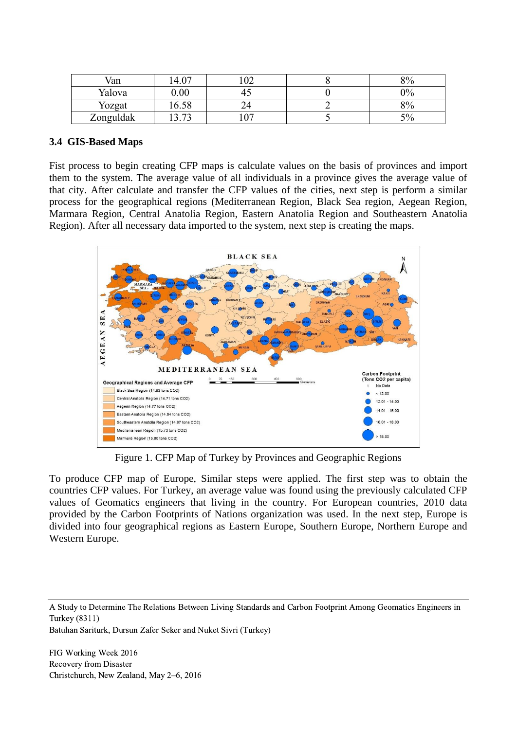| Van | 14.07 | 102 | 8 | 8% |
|---|---|---|---|---|
| Yalova | 0.00 | 45 | 0 | 0% |
| Yozgat | 16.58 | 24 | 2 | 8% |
| Zonguldak | 13.73 | 107 | 5 | 5% |

### 3.4 GIS-Based Maps

Fist process to begin creating CFP maps is calculate values on the basis of provinces and import them to the system. The average value of all individuals in a province gives the average value of that city. After calculate and transfer the CFP values of the cities, next step is perform a similar process for the geographical regions (Mediterranean Region, Black Sea region, Aegean Region, Marmara Region, Central Anatolia Region, Eastern Anatolia Region and Southeastern Anatolia Region). After all necessary data imported to the system, next step is creating the maps.

Figure 1. CFP Map of Turkey by Provinces and Geographic Regions

To produce CFP map of Europe, Similar steps were applied. The first step was to obtain the countries CFP values. For Turkey, an average value was found using the previously calculated CFP values of Geomatics engineers that living in the country. For European countries, 2010 data provided by the Carbon Footprints of Nations organization was used. In the next step, Europe is divided into four geographical regions as Eastern Europe, Southern Europe, Northern Europe and Western Europe.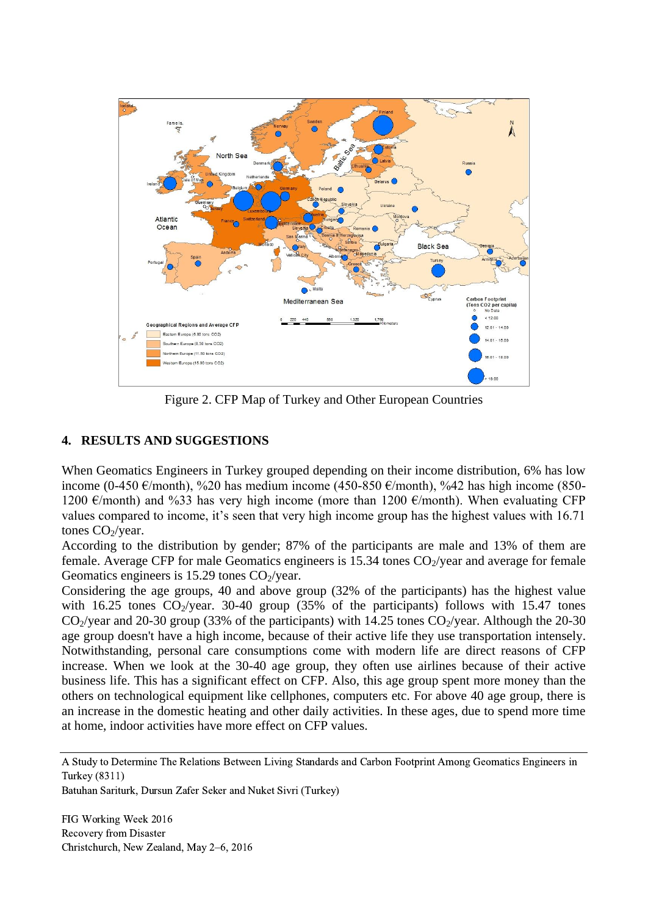Figure 2. CFP Map of Turkey and Other European Countries

## 4. RESULTS AND SUGGESTIONS

When Geomatics Engineers in Turkey grouped depending on their income distribution, 6% has low income (0-450 €/month), %20 has medium income (450-850 €/month), %42 has high income (850-1200 €/month) and %33 has very high income (more than 1200 €/month). When evaluating CFP values compared to income, it's seen that very high income group has the highest values with 16.71 tones $CO_2$/year.

According to the distribution by gender; 87% of the participants are male and 13% of them are female. Average CFP for male Geomatics engineers is 15.34 tones $CO_2$/year and average for female Geomatics engineers is 15.29 tones $CO_2$/year.

Considering the age groups, 40 and above group (32% of the participants) has the highest value with 16.25 tones $CO_2$/year. 30-40 group (35% of the participants) follows with 15.47 tones $CO_2$/year and 20-30 group (33% of the participants) with 14.25 tones $CO_2$/year. Although the 20-30 age group doesn't have a high income, because of their active life they use transportation intensely. Notwithstanding, personal care consumptions come with modern life are direct reasons of CFP increase. When we look at the 30-40 age group, they often use airlines because of their active business life. This has a significant effect on CFP. Also, this age group spent more money than the others on technological equipment like cellphones, computers etc. For above 40 age group, there is an increase in the domestic heating and other daily activities. In these ages, due to spend more time at home, indoor activities have more effect on CFP values.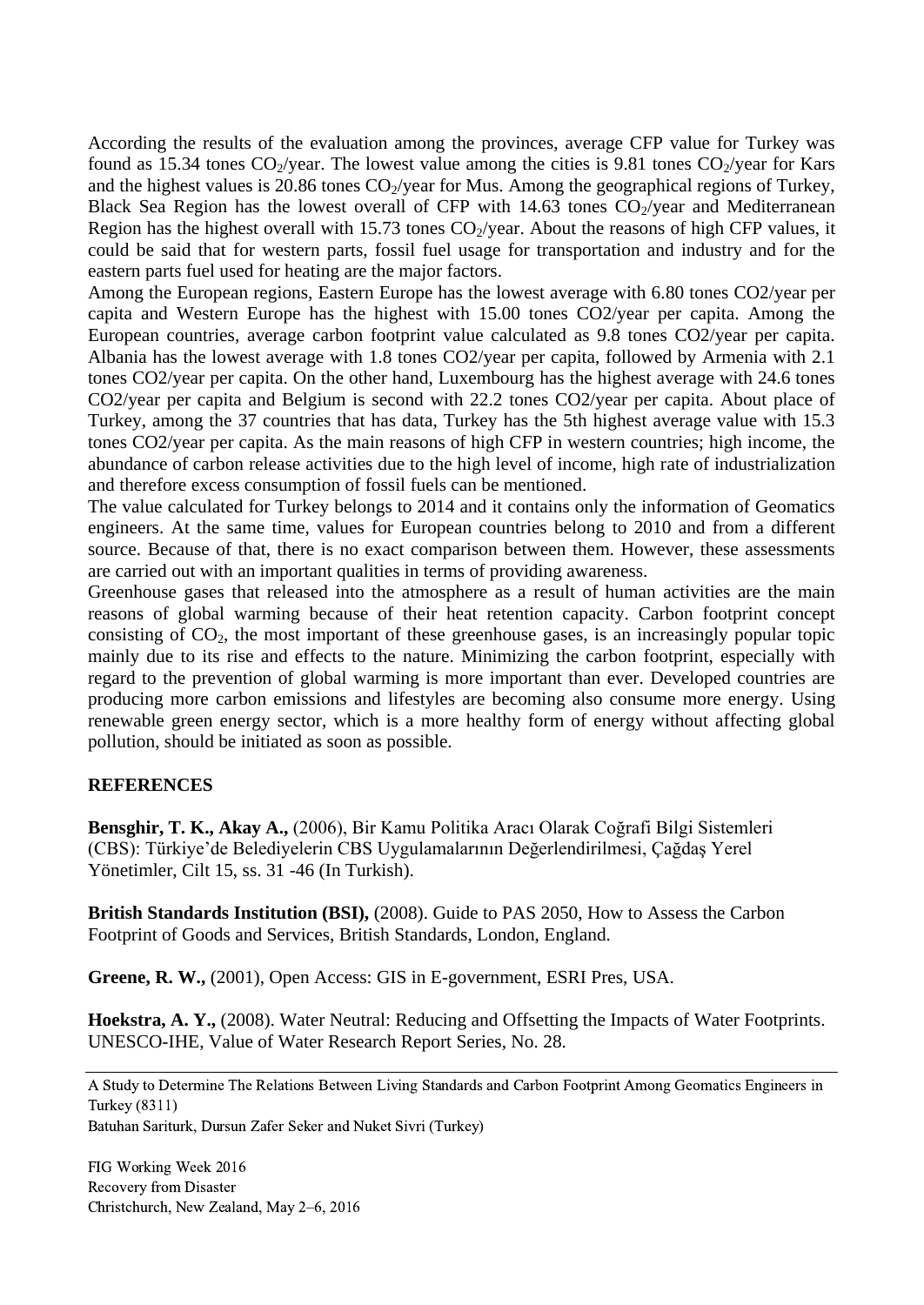According the results of the evaluation among the provinces, average CFP value for Turkey was found as 15.34 tones $CO_2$/year. The lowest value among the cities is 9.81 tones $CO_2$/year for Kars and the highest values is 20.86 tones $CO_2$/year for Mus. Among the geographical regions of Turkey, Black Sea Region has the lowest overall of CFP with 14.63 tones $CO_2$/year and Mediterranean Region has the highest overall with 15.73 tones $CO_2$/year. About the reasons of high CFP values, it could be said that for western parts, fossil fuel usage for transportation and industry and for the eastern parts fuel used for heating are the major factors.

Among the European regions, Eastern Europe has the lowest average with 6.80 tones CO2/year per capita and Western Europe has the highest with 15.00 tones CO2/year per capita. Among the European countries, average carbon footprint value calculated as 9.8 tones CO2/year per capita. Albania has the lowest average with 1.8 tones CO2/year per capita, followed by Armenia with 2.1 tones CO2/year per capita. On the other hand, Luxembourg has the highest average with 24.6 tones CO2/year per capita and Belgium is second with 22.2 tones CO2/year per capita. About place of Turkey, among the 37 countries that has data, Turkey has the 5th highest average value with 15.3 tones CO2/year per capita. As the main reasons of high CFP in western countries; high income, the abundance of carbon release activities due to the high level of income, high rate of industrialization and therefore excess consumption of fossil fuels can be mentioned.

The value calculated for Turkey belongs to 2014 and it contains only the information of Geomatics engineers. At the same time, values for European countries belong to 2010 and from a different source. Because of that, there is no exact comparison between them. However, these assessments are carried out with an important qualities in terms of providing awareness.

Greenhouse gases that released into the atmosphere as a result of human activities are the main reasons of global warming because of their heat retention capacity. Carbon footprint concept consisting of $CO_2$, the most important of these greenhouse gases, is an increasingly popular topic mainly due to its rise and effects to the nature. Minimizing the carbon footprint, especially with regard to the prevention of global warming is more important than ever. Developed countries are producing more carbon emissions and lifestyles are becoming also consume more energy. Using renewable green energy sector, which is a more healthy form of energy without affecting global pollution, should be initiated as soon as possible.

## REFERENCES

**Bensghir, T. K., Akay A.,** (2006), Bir Kamu Politika Aracı Olarak Coğrafi Bilgi Sistemleri (CBS): Türkiye'de Belediyelerin CBS Uygulamalarının Değerlendirilmesi, Çağdaş Yerel Yönetimler, Cilt 15, ss. 31 -46 (In Turkish).

**British Standards Institution (BSI),** (2008). Guide to PAS 2050, How to Assess the Carbon Footprint of Goods and Services, British Standards, London, England.

**Greene, R. W.,** (2001), Open Access: GIS in E-government, ESRI Pres, USA.

**Hoekstra, A. Y.,** (2008). Water Neutral: Reducing and Offsetting the Impacts of Water Footprints. UNESCO-IHE, Value of Water Research Report Series, No. 28.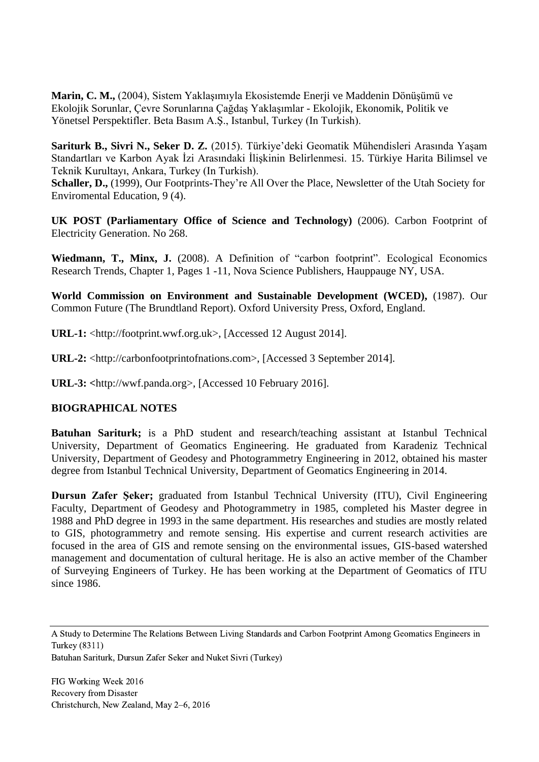**Marin, C. M.,** (2004), Sistem Yaklaşımıyla Ekosistemde Enerji ve Maddenin Dönüşümü ve Ekolojik Sorunlar, Çevre Sorunlarına Çağdaş Yaklaşımlar - Ekolojik, Ekonomik, Politik ve Yönetsel Perspektifler. Beta Basım A.Ş., Istanbul, Turkey (In Turkish).

**Sariturk B., Sivri N., Seker D. Z.** (2015). Türkiye'deki Geomatik Mühendisleri Arasında Yaşam Standartları ve Karbon Ayak İzi Arasındaki İlişkinin Belirlenmesi. 15. Türkiye Harita Bilimsel ve Teknik Kurultayı, Ankara, Turkey (In Turkish).

**Schaller, D.,** (1999), Our Footprints-They're All Over the Place, Newsletter of the Utah Society for Enviromental Education, 9 (4).

**UK POST (Parliamentary Office of Science and Technology)** (2006). Carbon Footprint of Electricity Generation. No 268.

**Wiedmann, T., Minx, J.** (2008). A Definition of "carbon footprint". Ecological Economics Research Trends, Chapter 1, Pages 1 -11, Nova Science Publishers, Hauppauge NY, USA.

**World Commission on Environment and Sustainable Development (WCED),** (1987). Our Common Future (The Brundtland Report). Oxford University Press, Oxford, England.

**URL-1:** <http://footprint.wwf.org.uk>, [Accessed 12 August 2014].

**URL-2:** <http://carbonfootprintofnations.com>, [Accessed 3 September 2014].

**URL-3: <**http://wwf.panda.org>, [Accessed 10 February 2016].

## BIOGRAPHICAL NOTES

**Batuhan Sariturk;** is a PhD student and research/teaching assistant at Istanbul Technical University, Department of Geomatics Engineering. He graduated from Karadeniz Technical University, Department of Geodesy and Photogrammetry Engineering in 2012, obtained his master degree from Istanbul Technical University, Department of Geomatics Engineering in 2014.

**Dursun Zafer Şeker;** graduated from Istanbul Technical University (ITU), Civil Engineering Faculty, Department of Geodesy and Photogrammetry in 1985, completed his Master degree in 1988 and PhD degree in 1993 in the same department. His researches and studies are mostly related to GIS, photogrammetry and remote sensing. His expertise and current research activities are focused in the area of GIS and remote sensing on the environmental issues, GIS-based watershed management and documentation of cultural heritage. He is also an active member of the Chamber of Surveying Engineers of Turkey. He has been working at the Department of Geomatics of ITU since 1986.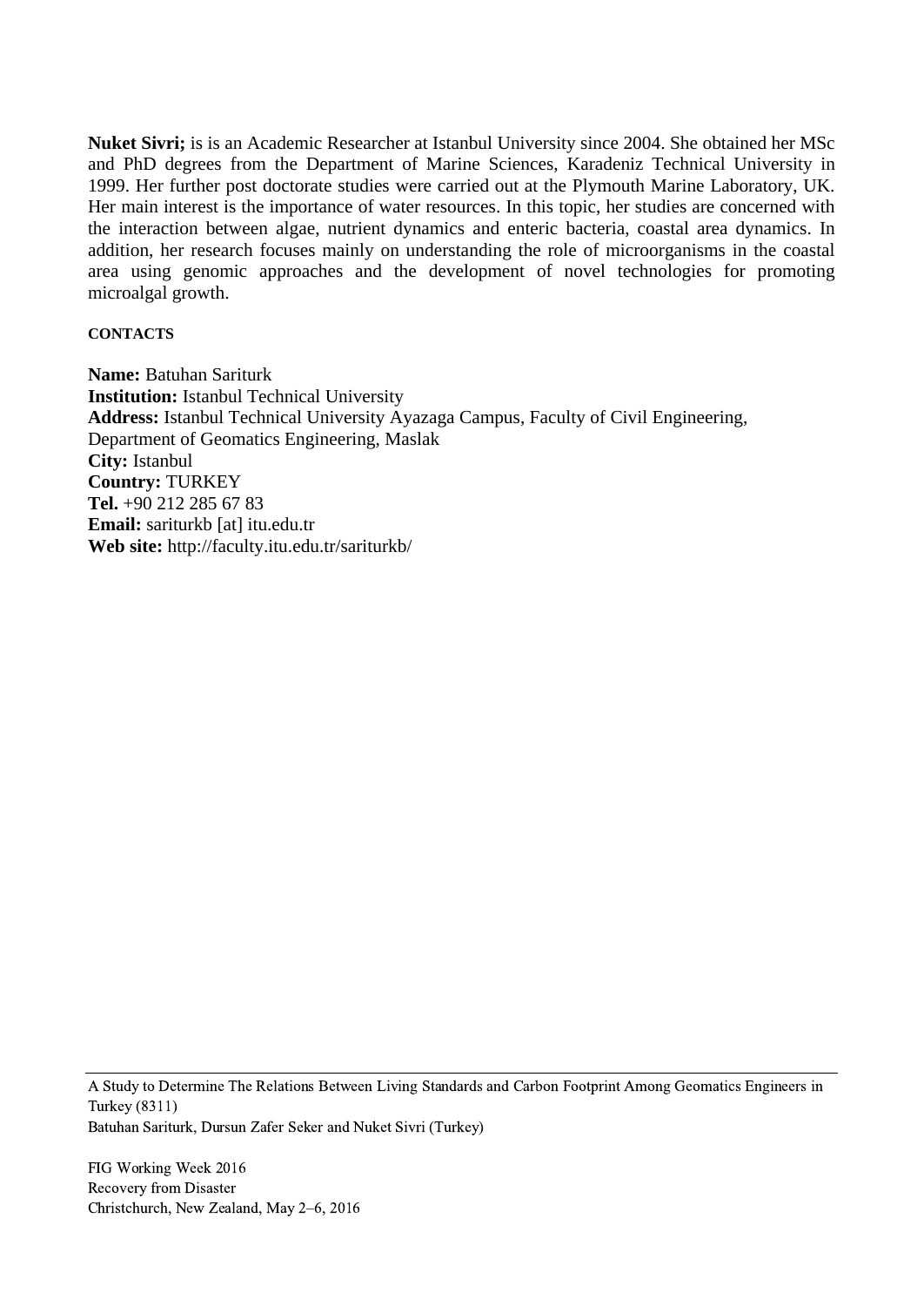**Nuket Sivri;** is is an Academic Researcher at Istanbul University since 2004. She obtained her MSc and PhD degrees from the Department of Marine Sciences, Karadeniz Technical University in 1999. Her further post doctorate studies were carried out at the Plymouth Marine Laboratory, UK. Her main interest is the importance of water resources. In this topic, her studies are concerned with the interaction between algae, nutrient dynamics and enteric bacteria, coastal area dynamics. In addition, her research focuses mainly on understanding the role of microorganisms in the coastal area using genomic approaches and the development of novel technologies for promoting microalgal growth.

**CONTACTS**

**Name:** Batuhan Sariturk
**Institution:** Istanbul Technical University
**Address:** Istanbul Technical University Ayazaga Campus, Faculty of Civil Engineering, Department of Geomatics Engineering, Maslak
**City:** Istanbul
**Country:** TURKEY
**Tel.** +90 212 285 67 83
**Email:** sariturkb [at] itu.edu.tr
**Web site:** http://faculty.itu.edu.tr/sariturkb/